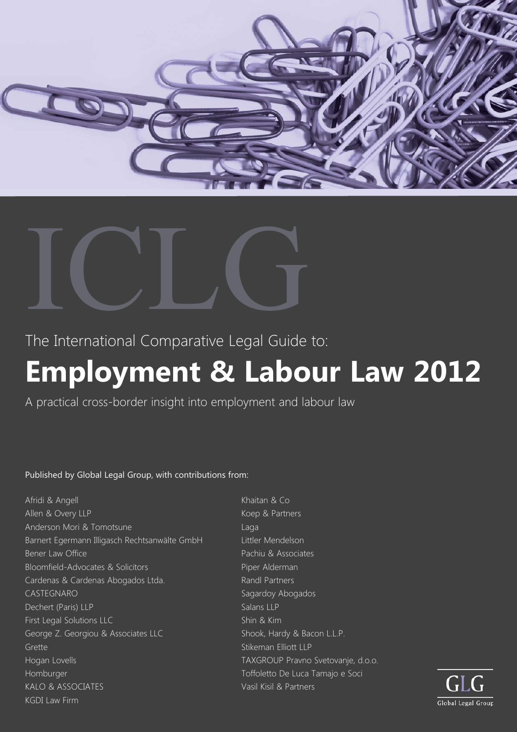# ICLG

The International Comparative Legal Guide to:

# Employment & Labour Law 2012

A practical cross-border insight into employment and labour law

Published by Global Legal Group, with contributions from:

Afridi & Angell
Allen & Overy LLP
Anderson Mori & Tomotsune
Barnert Egermann Illigasch Rechtsanwälte GmbH
Bener Law Office
Bloomfield-Advocates & Solicitors
Cardenas & Cardenas Abogados Ltda.
CASTEGNARO
Dechert (Paris) LLP
First Legal Solutions LLC
George Z. Georgiou & Associates LLC
Grette
Hogan Lovells
Homburger
KALO & ASSOCIATES
KGDI Law Firm
Khaitan & Co
Koep & Partners
Laga
Littler Mendelson
Pachiu & Associates
Piper Alderman
Randl Partners
Sagardoy Abogados
Salans LLP
Shin & Kim
Shook, Hardy & Bacon L.L.P.
Stikeman Elliott LLP
TAXGROUP Pravno Svetovanje, d.o.o.
Toffoletto De Luca Tamajo e Soci
Vasil Kisil & Partners

GLG
Global Legal Group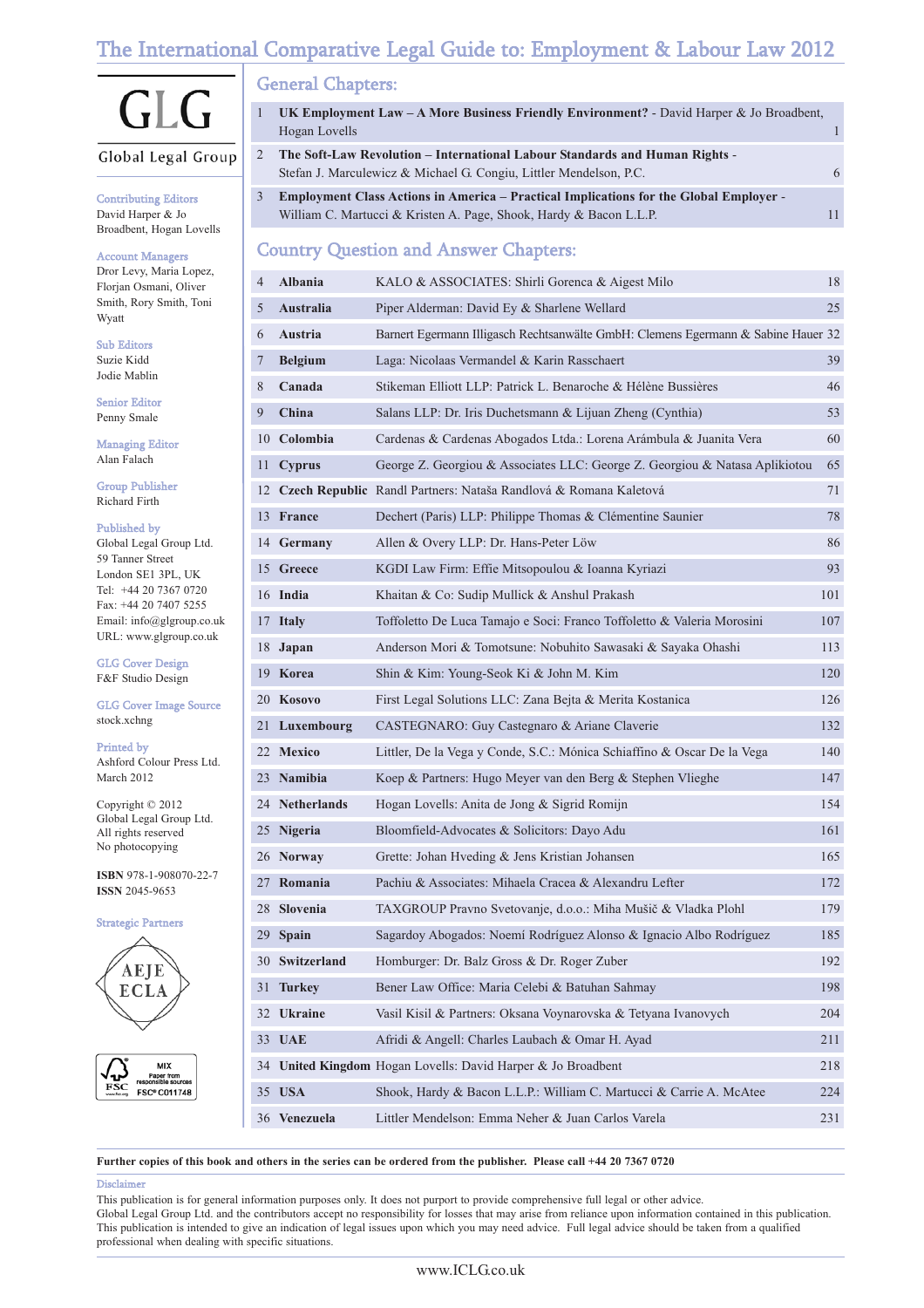# The International Comparative Legal Guide to: Employment & Labour Law 2012

GLG
Global Legal Group

Contributing Editors
David Harper & Jo Broadbent, Hogan Lovells

Account Managers
Dror Levy, Maria Lopez, Florjan Osmani, Oliver Smith, Rory Smith, Toni Wyatt

Sub Editors
Suzie Kidd
Jodie Mablin

Senior Editor
Penny Smale

Managing Editor
Alan Falach

Group Publisher
Richard Firth

Published by
Global Legal Group Ltd.
59 Tanner Street
London SE1 3PL, UK
Tel: +44 20 7367 0720
Fax: +44 20 7407 5255
Email: info@glgroup.co.uk
URL: www.glgroup.co.uk

GLG Cover Design
F&F Studio Design

GLG Cover Image Source
stock.xchng

Printed by
Ashford Colour Press Ltd.
March 2012

Copyright © 2012
Global Legal Group Ltd.
All rights reserved
No photocopying

**ISBN** 978-1-908070-22-7
**ISSN** 2045-9653

Strategic Partners

AEJE ECLA

MIX Paper from responsible sources FSC® C011748

## General Chapters:

| | | |
|---|---|---|
| 1 | **UK Employment Law – A More Business Friendly Environment?** - David Harper & Jo Broadbent, Hogan Lovells | 1 |
| 2 | **The Soft-Law Revolution – International Labour Standards and Human Rights** - Stefan J. Marculewicz & Michael G. Congiu, Littler Mendelson, P.C. | 6 |
| 3 | **Employment Class Actions in America – Practical Implications for the Global Employer** - William C. Martucci & Kristen A. Page, Shook, Hardy & Bacon L.L.P. | 11 |

## Country Question and Answer Chapters:

| | | | |
|---|---|---|---|
| 4 | **Albania** | KALO & ASSOCIATES: Shirli Gorenca & Aigest Milo | 18 |
| 5 | **Australia** | Piper Alderman: David Ey & Sharlene Wellard | 25 |
| 6 | **Austria** | Barnert Egermann Illigasch Rechtsanwälte GmbH: Clemens Egermann & Sabine Hauer | 32 |
| 7 | **Belgium** | Laga: Nicolaas Vermandel & Karin Rasschaert | 39 |
| 8 | **Canada** | Stikeman Elliott LLP: Patrick L. Benaroche & Hélène Bussières | 46 |
| 9 | **China** | Salans LLP: Dr. Iris Duchetsmann & Lijuan Zheng (Cynthia) | 53 |
| 10 | **Colombia** | Cardenas & Cardenas Abogados Ltda.: Lorena Arámbula & Juanita Vera | 60 |
| 11 | **Cyprus** | George Z. Georgiou & Associates LLC: George Z. Georgiou & Natasa Aplikiotou | 65 |
| 12 | **Czech Republic** | Randl Partners: Nataša Randlová & Romana Kaletová | 71 |
| 13 | **France** | Dechert (Paris) LLP: Philippe Thomas & Clémentine Saunier | 78 |
| 14 | **Germany** | Allen & Overy LLP: Dr. Hans-Peter Löw | 86 |
| 15 | **Greece** | KGDI Law Firm: Effie Mitsopoulou & Ioanna Kyriazi | 93 |
| 16 | **India** | Khaitan & Co: Sudip Mullick & Anshul Prakash | 101 |
| 17 | **Italy** | Toffoletto De Luca Tamajo e Soci: Franco Toffoletto & Valeria Morosini | 107 |
| 18 | **Japan** | Anderson Mori & Tomotsune: Nobuhito Sawasaki & Sayaka Ohashi | 113 |
| 19 | **Korea** | Shin & Kim: Young-Seok Ki & John M. Kim | 120 |
| 20 | **Kosovo** | First Legal Solutions LLC: Zana Bejta & Merita Kostanica | 126 |
| 21 | **Luxembourg** | CASTEGNARO: Guy Castegnaro & Ariane Claverie | 132 |
| 22 | **Mexico** | Littler, De la Vega y Conde, S.C.: Mónica Schiaffino & Oscar De la Vega | 140 |
| 23 | **Namibia** | Koep & Partners: Hugo Meyer van den Berg & Stephen Vlieghe | 147 |
| 24 | **Netherlands** | Hogan Lovells: Anita de Jong & Sigrid Romijn | 154 |
| 25 | **Nigeria** | Bloomfield-Advocates & Solicitors: Dayo Adu | 161 |
| 26 | **Norway** | Grette: Johan Hveding & Jens Kristian Johansen | 165 |
| 27 | **Romania** | Pachiu & Associates: Mihaela Cracea & Alexandru Lefter | 172 |
| 28 | **Slovenia** | TAXGROUP Pravno Svetovanje, d.o.o.: Miha Mušič & Vladka Plohl | 179 |
| 29 | **Spain** | Sagardoy Abogados: Noemí Rodríguez Alonso & Ignacio Albo Rodríguez | 185 |
| 30 | **Switzerland** | Homburger: Dr. Balz Gross & Dr. Roger Zuber | 192 |
| 31 | **Turkey** | Bener Law Office: Maria Celebi & Batuhan Sahmay | 198 |
| 32 | **Ukraine** | Vasil Kisil & Partners: Oksana Voynarovska & Tetyana Ivanovych | 204 |
| 33 | **UAE** | Afridi & Angell: Charles Laubach & Omar H. Ayad | 211 |
| 34 | **United Kingdom** | Hogan Lovells: David Harper & Jo Broadbent | 218 |
| 35 | **USA** | Shook, Hardy & Bacon L.L.P.: William C. Martucci & Carrie A. McAtee | 224 |
| 36 | **Venezuela** | Littler Mendelson: Emma Neher & Juan Carlos Varela | 231 |

**Further copies of this book and others in the series can be ordered from the publisher. Please call +44 20 7367 0720**

Disclaimer

This publication is for general information purposes only. It does not purport to provide comprehensive full legal or other advice. Global Legal Group Ltd. and the contributors accept no responsibility for losses that may arise from reliance upon information contained in this publication. This publication is intended to give an indication of legal issues upon which you may need advice. Full legal advice should be taken from a qualified professional when dealing with specific situations.

www.ICLG.co.uk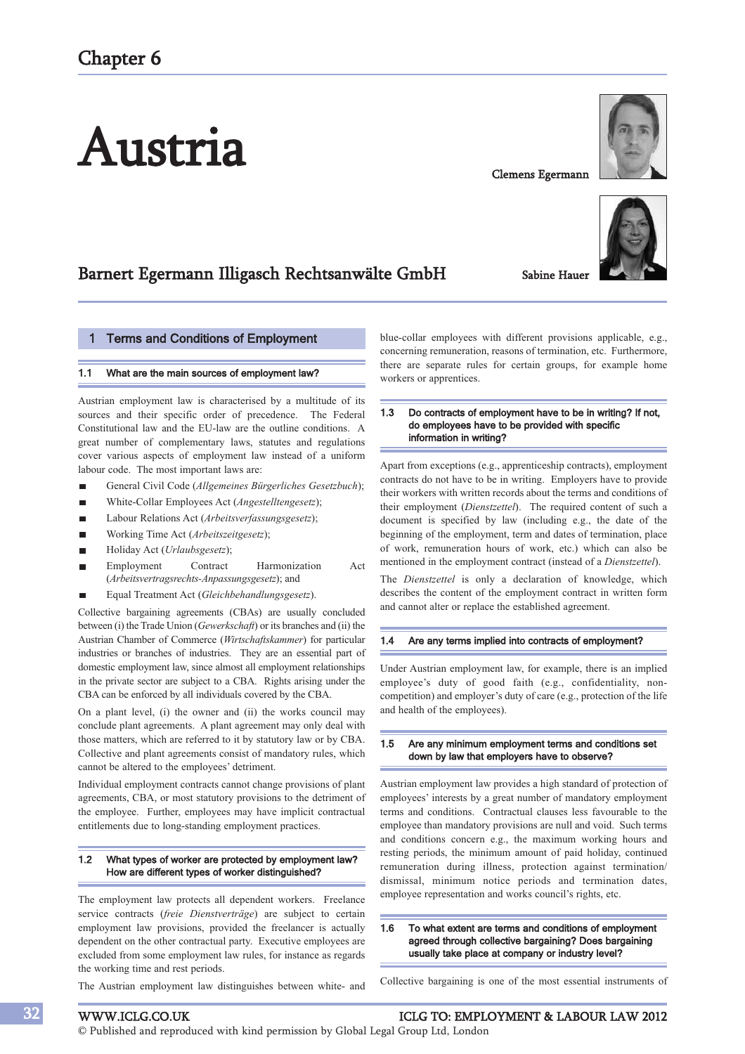Chapter 6

# Austria

Clemens Egermann

## Barnert Egermann Illigasch Rechtsanwälte GmbH

Sabine Hauer

## 1 Terms and Conditions of Employment

### 1.1 What are the main sources of employment law?

Austrian employment law is characterised by a multitude of its sources and their specific order of precedence. The Federal Constitutional law and the EU-law are the outline conditions. A great number of complementary laws, statutes and regulations cover various aspects of employment law instead of a uniform labour code. The most important laws are:

- General Civil Code (*Allgemeines Bürgerliches Gesetzbuch*);
- White-Collar Employees Act (*Angestelltengesetz*);
- Labour Relations Act (*Arbeitsverfassungsgesetz*);
- Working Time Act (*Arbeitszeitgesetz*);
- Holiday Act (*Urlaubsgesetz*);
- Employment Contract Harmonization Act (*Arbeitsvertragsrechts-Anpassungsgesetz*); and
- Equal Treatment Act (*Gleichbehandlungsgesetz*).

Collective bargaining agreements (CBAs) are usually concluded between (i) the Trade Union (*Gewerkschaft*) or its branches and (ii) the Austrian Chamber of Commerce (*Wirtschaftskammer*) for particular industries or branches of industries. They are an essential part of domestic employment law, since almost all employment relationships in the private sector are subject to a CBA. Rights arising under the CBA can be enforced by all individuals covered by the CBA.

On a plant level, (i) the owner and (ii) the works council may conclude plant agreements. A plant agreement may only deal with those matters, which are referred to it by statutory law or by CBA. Collective and plant agreements consist of mandatory rules, which cannot be altered to the employees' detriment.

Individual employment contracts cannot change provisions of plant agreements, CBA, or most statutory provisions to the detriment of the employee. Further, employees may have implicit contractual entitlements due to long-standing employment practices.

### 1.2 What types of worker are protected by employment law? How are different types of worker distinguished?

The employment law protects all dependent workers. Freelance service contracts (*freie Dienstverträge*) are subject to certain employment law provisions, provided the freelancer is actually dependent on the other contractual party. Executive employees are excluded from some employment law rules, for instance as regards the working time and rest periods.

The Austrian employment law distinguishes between white- and blue-collar employees with different provisions applicable, e.g., concerning remuneration, reasons of termination, etc. Furthermore, there are separate rules for certain groups, for example home workers or apprentices.

### 1.3 Do contracts of employment have to be in writing? If not, do employees have to be provided with specific information in writing?

Apart from exceptions (e.g., apprenticeship contracts), employment contracts do not have to be in writing. Employers have to provide their workers with written records about the terms and conditions of their employment (*Dienstzettel*). The required content of such a document is specified by law (including e.g., the date of the beginning of the employment, term and dates of termination, place of work, remuneration hours of work, etc.) which can also be mentioned in the employment contract (instead of a *Dienstzettel*).

The *Dienstzettel* is only a declaration of knowledge, which describes the content of the employment contract in written form and cannot alter or replace the established agreement.

### 1.4 Are any terms implied into contracts of employment?

Under Austrian employment law, for example, there is an implied employee's duty of good faith (e.g., confidentiality, non-competition) and employer's duty of care (e.g., protection of the life and health of the employees).

### 1.5 Are any minimum employment terms and conditions set down by law that employers have to observe?

Austrian employment law provides a high standard of protection of employees' interests by a great number of mandatory employment terms and conditions. Contractual clauses less favourable to the employee than mandatory provisions are null and void. Such terms and conditions concern e.g., the maximum working hours and resting periods, the minimum amount of paid holiday, continued remuneration during illness, protection against termination/dismissal, minimum notice periods and termination dates, employee representation and works council's rights, etc.

### 1.6 To what extent are terms and conditions of employment agreed through collective bargaining? Does bargaining usually take place at company or industry level?

Collective bargaining is one of the most essential instruments of

© Published and reproduced with kind permission by Global Legal Group Ltd, London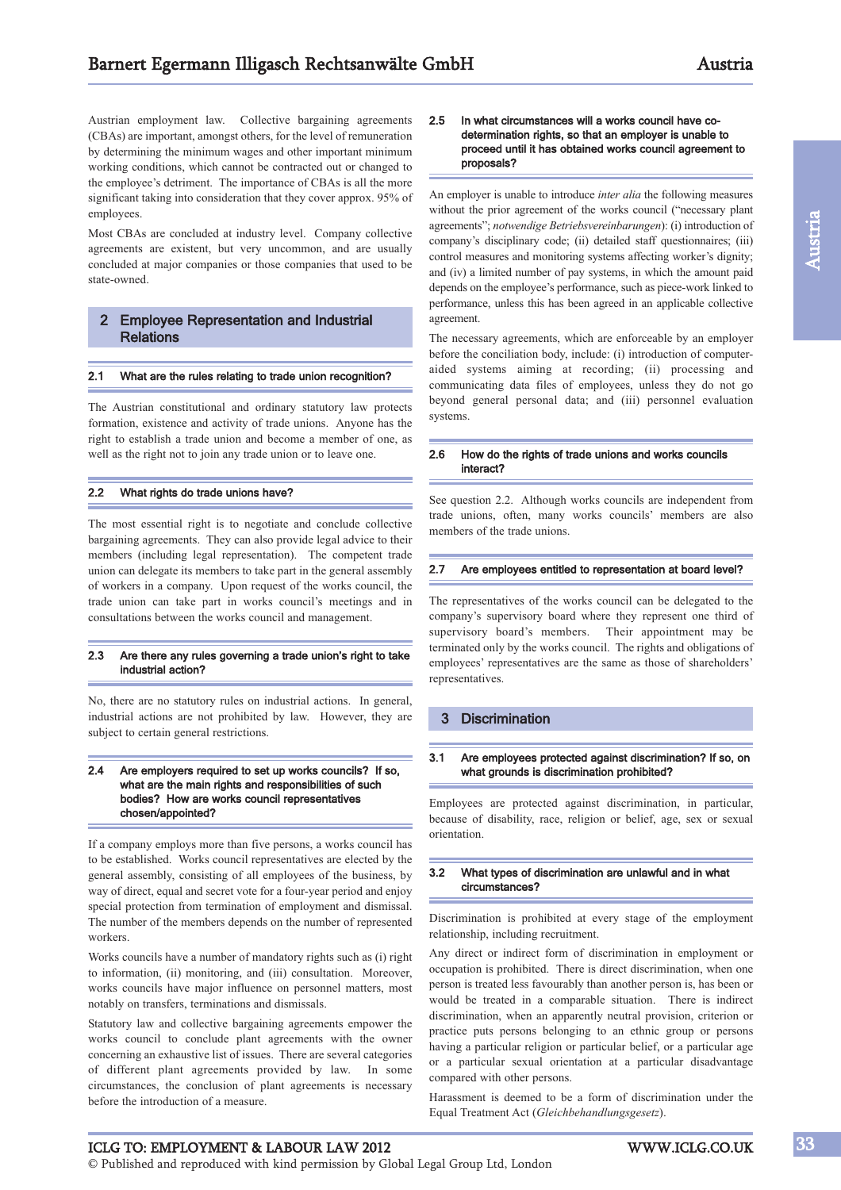Austrian employment law. Collective bargaining agreements (CBAs) are important, amongst others, for the level of remuneration by determining the minimum wages and other important minimum working conditions, which cannot be contracted out or changed to the employee's detriment. The importance of CBAs is all the more significant taking into consideration that they cover approx. 95% of employees.

Most CBAs are concluded at industry level. Company collective agreements are existent, but very uncommon, and are usually concluded at major companies or those companies that used to be state-owned.

## 2 Employee Representation and Industrial Relations

### 2.1 What are the rules relating to trade union recognition?

The Austrian constitutional and ordinary statutory law protects formation, existence and activity of trade unions. Anyone has the right to establish a trade union and become a member of one, as well as the right not to join any trade union or to leave one.

### 2.2 What rights do trade unions have?

The most essential right is to negotiate and conclude collective bargaining agreements. They can also provide legal advice to their members (including legal representation). The competent trade union can delegate its members to take part in the general assembly of workers in a company. Upon request of the works council, the trade union can take part in works council's meetings and in consultations between the works council and management.

### 2.3 Are there any rules governing a trade union's right to take industrial action?

No, there are no statutory rules on industrial actions. In general, industrial actions are not prohibited by law. However, they are subject to certain general restrictions.

### 2.4 Are employers required to set up works councils? If so, what are the main rights and responsibilities of such bodies? How are works council representatives chosen/appointed?

If a company employs more than five persons, a works council has to be established. Works council representatives are elected by the general assembly, consisting of all employees of the business, by way of direct, equal and secret vote for a four-year period and enjoy special protection from termination of employment and dismissal. The number of the members depends on the number of represented workers.

Works councils have a number of mandatory rights such as (i) right to information, (ii) monitoring, and (iii) consultation. Moreover, works councils have major influence on personnel matters, most notably on transfers, terminations and dismissals.

Statutory law and collective bargaining agreements empower the works council to conclude plant agreements with the owner concerning an exhaustive list of issues. There are several categories of different plant agreements provided by law. In some circumstances, the conclusion of plant agreements is necessary before the introduction of a measure.

### 2.5 In what circumstances will a works council have co-determination rights, so that an employer is unable to proceed until it has obtained works council agreement to proposals?

An employer is unable to introduce *inter alia* the following measures without the prior agreement of the works council ("necessary plant agreements"; *notwendige Betriebsvereinbarungen*): (i) introduction of company's disciplinary code; (ii) detailed staff questionnaires; (iii) control measures and monitoring systems affecting worker's dignity; and (iv) a limited number of pay systems, in which the amount paid depends on the employee's performance, such as piece-work linked to performance, unless this has been agreed in an applicable collective agreement.

The necessary agreements, which are enforceable by an employer before the conciliation body, include: (i) introduction of computer-aided systems aiming at recording; (ii) processing and communicating data files of employees, unless they do not go beyond general personal data; and (iii) personnel evaluation systems.

### 2.6 How do the rights of trade unions and works councils interact?

See question 2.2. Although works councils are independent from trade unions, often, many works councils' members are also members of the trade unions.

### 2.7 Are employees entitled to representation at board level?

The representatives of the works council can be delegated to the company's supervisory board where they represent one third of supervisory board's members. Their appointment may be terminated only by the works council. The rights and obligations of employees' representatives are the same as those of shareholders' representatives.

## 3 Discrimination

### 3.1 Are employees protected against discrimination? If so, on what grounds is discrimination prohibited?

Employees are protected against discrimination, in particular, because of disability, race, religion or belief, age, sex or sexual orientation.

### 3.2 What types of discrimination are unlawful and in what circumstances?

Discrimination is prohibited at every stage of the employment relationship, including recruitment.

Any direct or indirect form of discrimination in employment or occupation is prohibited. There is direct discrimination, when one person is treated less favourably than another person is, has been or would be treated in a comparable situation. There is indirect discrimination, when an apparently neutral provision, criterion or practice puts persons belonging to an ethnic group or persons having a particular religion or particular belief, or a particular age or a particular sexual orientation at a particular disadvantage compared with other persons.

Harassment is deemed to be a form of discrimination under the Equal Treatment Act (*Gleichbehandlungsgesetz*).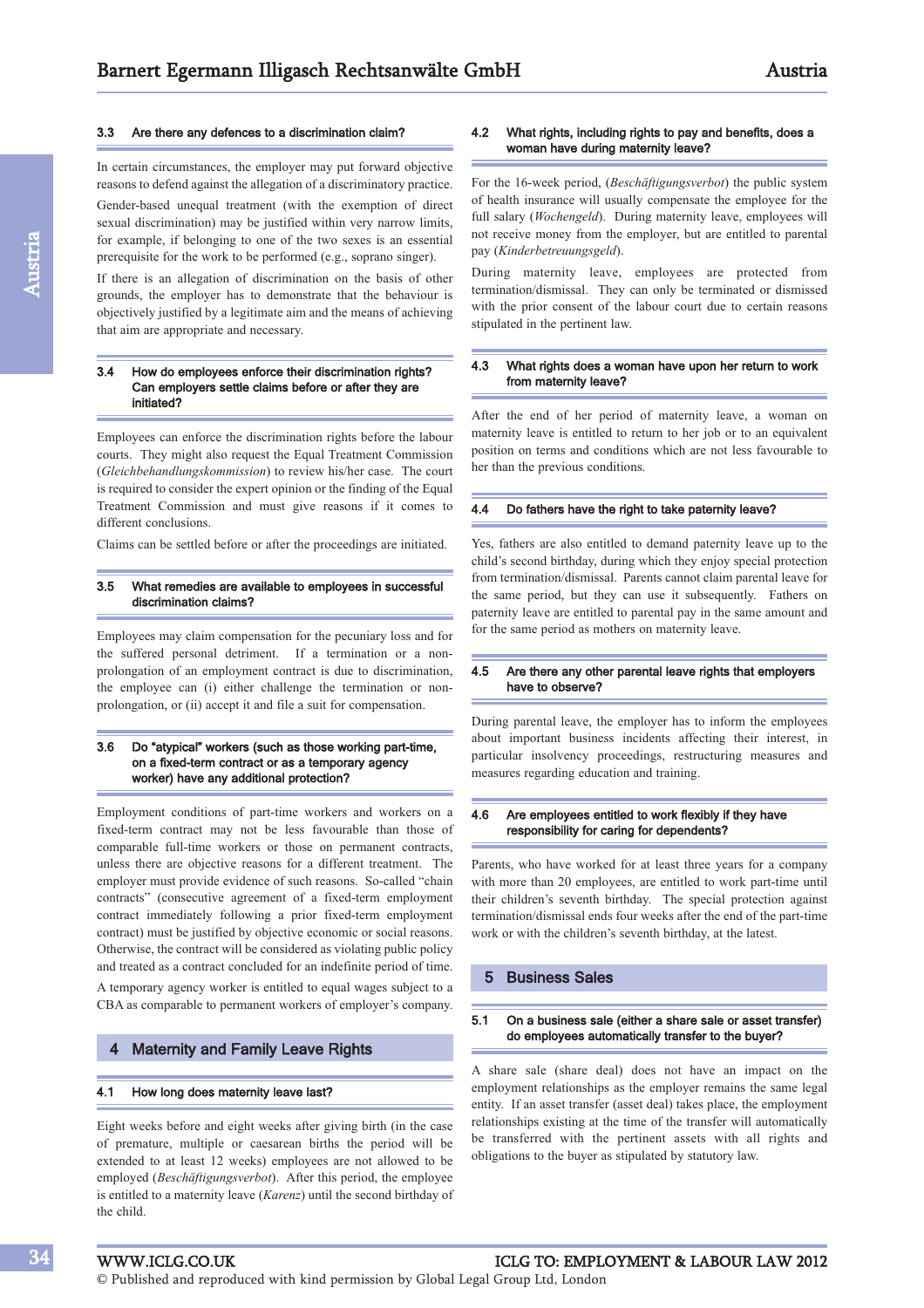### 3.3 Are there any defences to a discrimination claim?

In certain circumstances, the employer may put forward objective reasons to defend against the allegation of a discriminatory practice.

Gender-based unequal treatment (with the exemption of direct sexual discrimination) may be justified within very narrow limits, for example, if belonging to one of the two sexes is an essential prerequisite for the work to be performed (e.g., soprano singer).

If there is an allegation of discrimination on the basis of other grounds, the employer has to demonstrate that the behaviour is objectively justified by a legitimate aim and the means of achieving that aim are appropriate and necessary.

### 3.4 How do employees enforce their discrimination rights? Can employers settle claims before or after they are initiated?

Employees can enforce the discrimination rights before the labour courts. They might also request the Equal Treatment Commission (*Gleichbehandlungskommission*) to review his/her case. The court is required to consider the expert opinion or the finding of the Equal Treatment Commission and must give reasons if it comes to different conclusions.

Claims can be settled before or after the proceedings are initiated.

### 3.5 What remedies are available to employees in successful discrimination claims?

Employees may claim compensation for the pecuniary loss and for the suffered personal detriment. If a termination or a non-prolongation of an employment contract is due to discrimination, the employee can (i) either challenge the termination or non-prolongation, or (ii) accept it and file a suit for compensation.

### 3.6 Do "atypical" workers (such as those working part-time, on a fixed-term contract or as a temporary agency worker) have any additional protection?

Employment conditions of part-time workers and workers on a fixed-term contract may not be less favourable than those of comparable full-time workers or those on permanent contracts, unless there are objective reasons for a different treatment. The employer must provide evidence of such reasons. So-called "chain contracts" (consecutive agreement of a fixed-term employment contract immediately following a prior fixed-term employment contract) must be justified by objective economic or social reasons. Otherwise, the contract will be considered as violating public policy and treated as a contract concluded for an indefinite period of time.

A temporary agency worker is entitled to equal wages subject to a CBA as comparable to permanent workers of employer's company.

## 4 Maternity and Family Leave Rights

### 4.1 How long does maternity leave last?

Eight weeks before and eight weeks after giving birth (in the case of premature, multiple or caesarean births the period will be extended to at least 12 weeks) employees are not allowed to be employed (*Beschäftigungsverbot*). After this period, the employee is entitled to a maternity leave (*Karenz*) until the second birthday of the child.

### 4.2 What rights, including rights to pay and benefits, does a woman have during maternity leave?

For the 16-week period, (*Beschäftigungsverbot*) the public system of health insurance will usually compensate the employee for the full salary (*Wochengeld*). During maternity leave, employees will not receive money from the employer, but are entitled to parental pay (*Kinderbetreuungsgeld*).

During maternity leave, employees are protected from termination/dismissal. They can only be terminated or dismissed with the prior consent of the labour court due to certain reasons stipulated in the pertinent law.

### 4.3 What rights does a woman have upon her return to work from maternity leave?

After the end of her period of maternity leave, a woman on maternity leave is entitled to return to her job or to an equivalent position on terms and conditions which are not less favourable to her than the previous conditions.

### 4.4 Do fathers have the right to take paternity leave?

Yes, fathers are also entitled to demand paternity leave up to the child's second birthday, during which they enjoy special protection from termination/dismissal. Parents cannot claim parental leave for the same period, but they can use it subsequently. Fathers on paternity leave are entitled to parental pay in the same amount and for the same period as mothers on maternity leave.

### 4.5 Are there any other parental leave rights that employers have to observe?

During parental leave, the employer has to inform the employees about important business incidents affecting their interest, in particular insolvency proceedings, restructuring measures and measures regarding education and training.

### 4.6 Are employees entitled to work flexibly if they have responsibility for caring for dependents?

Parents, who have worked for at least three years for a company with more than 20 employees, are entitled to work part-time until their children's seventh birthday. The special protection against termination/dismissal ends four weeks after the end of the part-time work or with the children's seventh birthday, at the latest.

## 5 Business Sales

### 5.1 On a business sale (either a share sale or asset transfer) do employees automatically transfer to the buyer?

A share sale (share deal) does not have an impact on the employment relationships as the employer remains the same legal entity. If an asset transfer (asset deal) takes place, the employment relationships existing at the time of the transfer will automatically be transferred with the pertinent assets with all rights and obligations to the buyer as stipulated by statutory law.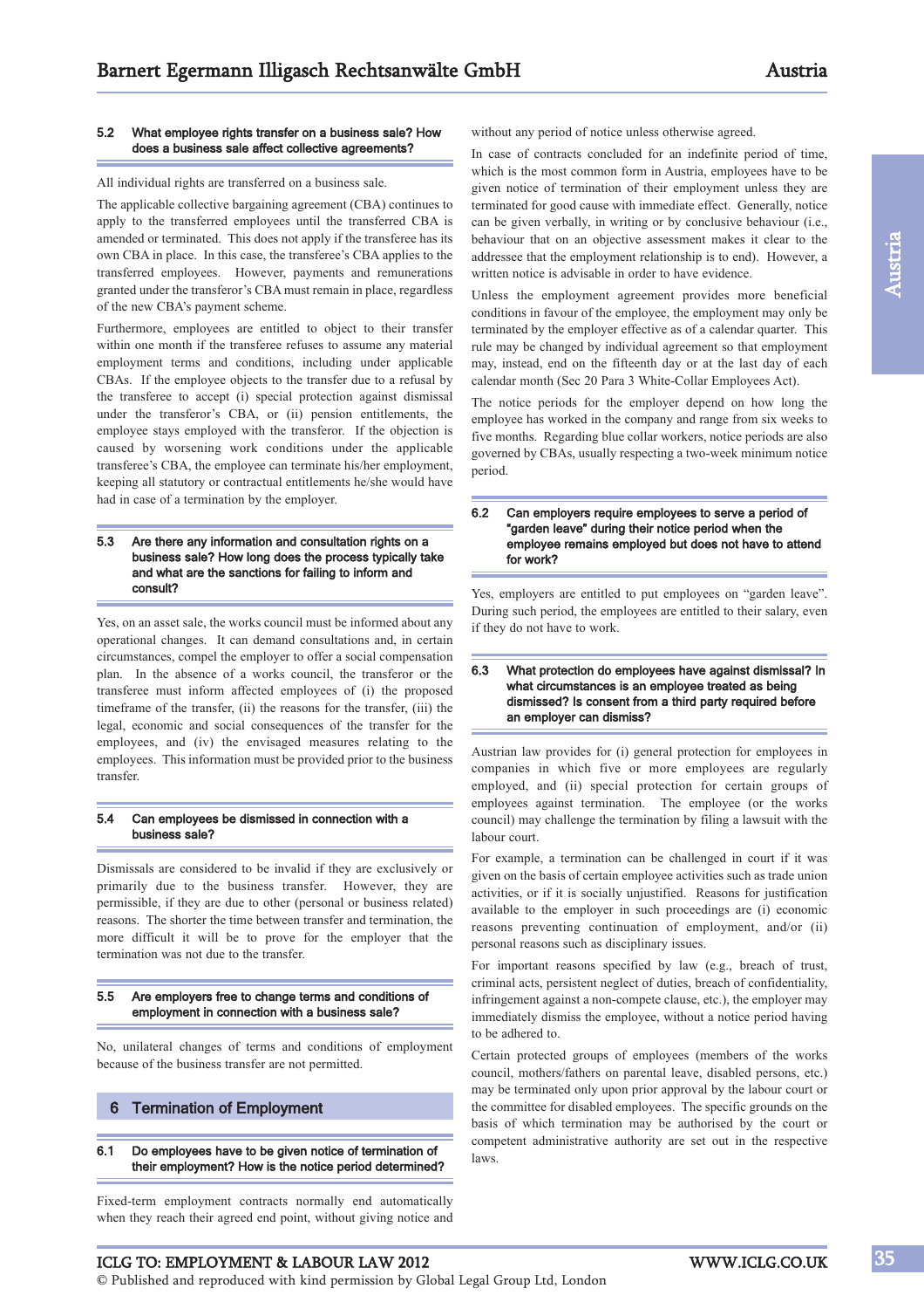### 5.2 What employee rights transfer on a business sale? How does a business sale affect collective agreements?

All individual rights are transferred on a business sale.

The applicable collective bargaining agreement (CBA) continues to apply to the transferred employees until the transferred CBA is amended or terminated. This does not apply if the transferee has its own CBA in place. In this case, the transferee's CBA applies to the transferred employees. However, payments and remunerations granted under the transferor's CBA must remain in place, regardless of the new CBA's payment scheme.

Furthermore, employees are entitled to object to their transfer within one month if the transferee refuses to assume any material employment terms and conditions, including under applicable CBAs. If the employee objects to the transfer due to a refusal by the transferee to accept (i) special protection against dismissal under the transferor's CBA, or (ii) pension entitlements, the employee stays employed with the transferor. If the objection is caused by worsening work conditions under the applicable transferee's CBA, the employee can terminate his/her employment, keeping all statutory or contractual entitlements he/she would have had in case of a termination by the employer.

### 5.3 Are there any information and consultation rights on a business sale? How long does the process typically take and what are the sanctions for failing to inform and consult?

Yes, on an asset sale, the works council must be informed about any operational changes. It can demand consultations and, in certain circumstances, compel the employer to offer a social compensation plan. In the absence of a works council, the transferor or the transferee must inform affected employees of (i) the proposed timeframe of the transfer, (ii) the reasons for the transfer, (iii) the legal, economic and social consequences of the transfer for the employees, and (iv) the envisaged measures relating to the employees. This information must be provided prior to the business transfer.

### 5.4 Can employees be dismissed in connection with a business sale?

Dismissals are considered to be invalid if they are exclusively or primarily due to the business transfer. However, they are permissible, if they are due to other (personal or business related) reasons. The shorter the time between transfer and termination, the more difficult it will be to prove for the employer that the termination was not due to the transfer.

### 5.5 Are employers free to change terms and conditions of employment in connection with a business sale?

No, unilateral changes of terms and conditions of employment because of the business transfer are not permitted.

## 6 Termination of Employment

### 6.1 Do employees have to be given notice of termination of their employment? How is the notice period determined?

Fixed-term employment contracts normally end automatically when they reach their agreed end point, without giving notice and without any period of notice unless otherwise agreed.

In case of contracts concluded for an indefinite period of time, which is the most common form in Austria, employees have to be given notice of termination of their employment unless they are terminated for good cause with immediate effect. Generally, notice can be given verbally, in writing or by conclusive behaviour (i.e., behaviour that on an objective assessment makes it clear to the addressee that the employment relationship is to end). However, a written notice is advisable in order to have evidence.

Unless the employment agreement provides more beneficial conditions in favour of the employee, the employment may only be terminated by the employer effective as of a calendar quarter. This rule may be changed by individual agreement so that employment may, instead, end on the fifteenth day or at the last day of each calendar month (Sec 20 Para 3 White-Collar Employees Act).

The notice periods for the employer depend on how long the employee has worked in the company and range from six weeks to five months. Regarding blue collar workers, notice periods are also governed by CBAs, usually respecting a two-week minimum notice period.

### 6.2 Can employers require employees to serve a period of "garden leave" during their notice period when the employee remains employed but does not have to attend for work?

Yes, employers are entitled to put employees on "garden leave". During such period, the employees are entitled to their salary, even if they do not have to work.

### 6.3 What protection do employees have against dismissal? In what circumstances is an employee treated as being dismissed? Is consent from a third party required before an employer can dismiss?

Austrian law provides for (i) general protection for employees in companies in which five or more employees are regularly employed, and (ii) special protection for certain groups of employees against termination. The employee (or the works council) may challenge the termination by filing a lawsuit with the labour court.

For example, a termination can be challenged in court if it was given on the basis of certain employee activities such as trade union activities, or if it is socially unjustified. Reasons for justification available to the employer in such proceedings are (i) economic reasons preventing continuation of employment, and/or (ii) personal reasons such as disciplinary issues.

For important reasons specified by law (e.g., breach of trust, criminal acts, persistent neglect of duties, breach of confidentiality, infringement against a non-compete clause, etc.), the employer may immediately dismiss the employee, without a notice period having to be adhered to.

Certain protected groups of employees (members of the works council, mothers/fathers on parental leave, disabled persons, etc.) may be terminated only upon prior approval by the labour court or the committee for disabled employees. The specific grounds on the basis of which termination may be authorised by the court or competent administrative authority are set out in the respective laws.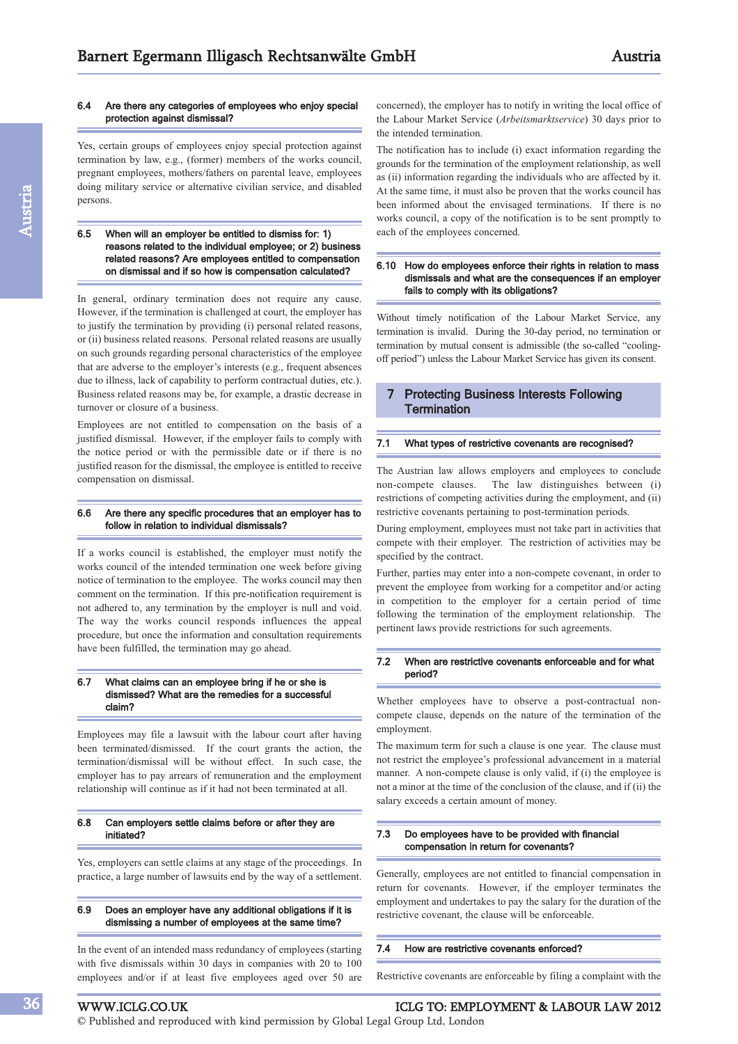### 6.4 Are there any categories of employees who enjoy special protection against dismissal?

Yes, certain groups of employees enjoy special protection against termination by law, e.g., (former) members of the works council, pregnant employees, mothers/fathers on parental leave, employees doing military service or alternative civilian service, and disabled persons.

### 6.5 When will an employer be entitled to dismiss for: 1) reasons related to the individual employee; or 2) business related reasons? Are employees entitled to compensation on dismissal and if so how is compensation calculated?

In general, ordinary termination does not require any cause. However, if the termination is challenged at court, the employer has to justify the termination by providing (i) personal related reasons, or (ii) business related reasons. Personal related reasons are usually on such grounds regarding personal characteristics of the employee that are adverse to the employer's interests (e.g., frequent absences due to illness, lack of capability to perform contractual duties, etc.). Business related reasons may be, for example, a drastic decrease in turnover or closure of a business.

Employees are not entitled to compensation on the basis of a justified dismissal. However, if the employer fails to comply with the notice period or with the permissible date or if there is no justified reason for the dismissal, the employee is entitled to receive compensation on dismissal.

### 6.6 Are there any specific procedures that an employer has to follow in relation to individual dismissals?

If a works council is established, the employer must notify the works council of the intended termination one week before giving notice of termination to the employee. The works council may then comment on the termination. If this pre-notification requirement is not adhered to, any termination by the employer is null and void. The way the works council responds influences the appeal procedure, but once the information and consultation requirements have been fulfilled, the termination may go ahead.

### 6.7 What claims can an employee bring if he or she is dismissed? What are the remedies for a successful claim?

Employees may file a lawsuit with the labour court after having been terminated/dismissed. If the court grants the action, the termination/dismissal will be without effect. In such case, the employer has to pay arrears of remuneration and the employment relationship will continue as if it had not been terminated at all.

### 6.8 Can employers settle claims before or after they are initiated?

Yes, employers can settle claims at any stage of the proceedings. In practice, a large number of lawsuits end by the way of a settlement.

### 6.9 Does an employer have any additional obligations if it is dismissing a number of employees at the same time?

In the event of an intended mass redundancy of employees (starting with five dismissals within 30 days in companies with 20 to 100 employees and/or if at least five employees aged over 50 are concerned), the employer has to notify in writing the local office of the Labour Market Service (*Arbeitsmarktservice*) 30 days prior to the intended termination.

The notification has to include (i) exact information regarding the grounds for the termination of the employment relationship, as well as (ii) information regarding the individuals who are affected by it. At the same time, it must also be proven that the works council has been informed about the envisaged terminations. If there is no works council, a copy of the notification is to be sent promptly to each of the employees concerned.

### 6.10 How do employees enforce their rights in relation to mass dismissals and what are the consequences if an employer fails to comply with its obligations?

Without timely notification of the Labour Market Service, any termination is invalid. During the 30-day period, no termination or termination by mutual consent is admissible (the so-called "cooling-off period") unless the Labour Market Service has given its consent.

## 7 Protecting Business Interests Following Termination

### 7.1 What types of restrictive covenants are recognised?

The Austrian law allows employers and employees to conclude non-compete clauses. The law distinguishes between (i) restrictions of competing activities during the employment, and (ii) restrictive covenants pertaining to post-termination periods.

During employment, employees must not take part in activities that compete with their employer. The restriction of activities may be specified by the contract.

Further, parties may enter into a non-compete covenant, in order to prevent the employee from working for a competitor and/or acting in competition to the employer for a certain period of time following the termination of the employment relationship. The pertinent laws provide restrictions for such agreements.

### 7.2 When are restrictive covenants enforceable and for what period?

Whether employees have to observe a post-contractual non-compete clause, depends on the nature of the termination of the employment.

The maximum term for such a clause is one year. The clause must not restrict the employee's professional advancement in a material manner. A non-compete clause is only valid, if (i) the employee is not a minor at the time of the conclusion of the clause, and if (ii) the salary exceeds a certain amount of money.

### 7.3 Do employees have to be provided with financial compensation in return for covenants?

Generally, employees are not entitled to financial compensation in return for covenants. However, if the employer terminates the employment and undertakes to pay the salary for the duration of the restrictive covenant, the clause will be enforceable.

### 7.4 How are restrictive covenants enforced?

Restrictive covenants are enforceable by filing a complaint with the

© Published and reproduced with kind permission by Global Legal Group Ltd, London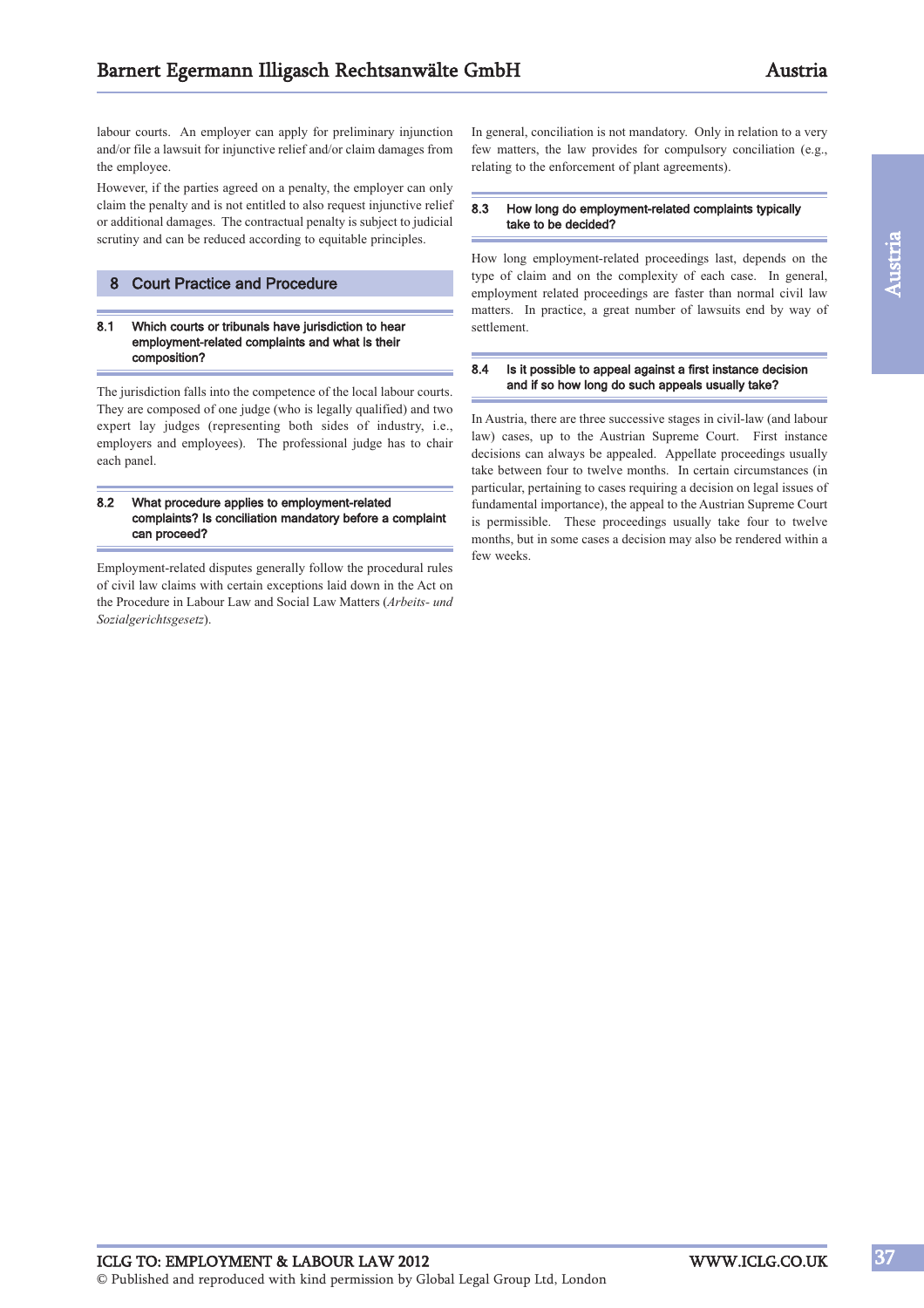labour courts. An employer can apply for preliminary injunction and/or file a lawsuit for injunctive relief and/or claim damages from the employee.

However, if the parties agreed on a penalty, the employer can only claim the penalty and is not entitled to also request injunctive relief or additional damages. The contractual penalty is subject to judicial scrutiny and can be reduced according to equitable principles.

## 8 Court Practice and Procedure

### 8.1 Which courts or tribunals have jurisdiction to hear employment-related complaints and what is their composition?

The jurisdiction falls into the competence of the local labour courts. They are composed of one judge (who is legally qualified) and two expert lay judges (representing both sides of industry, i.e., employers and employees). The professional judge has to chair each panel.

### 8.2 What procedure applies to employment-related complaints? Is conciliation mandatory before a complaint can proceed?

Employment-related disputes generally follow the procedural rules of civil law claims with certain exceptions laid down in the Act on the Procedure in Labour Law and Social Law Matters (*Arbeits- und Sozialgerichtsgesetz*).

In general, conciliation is not mandatory. Only in relation to a very few matters, the law provides for compulsory conciliation (e.g., relating to the enforcement of plant agreements).

### 8.3 How long do employment-related complaints typically take to be decided?

How long employment-related proceedings last, depends on the type of claim and on the complexity of each case. In general, employment related proceedings are faster than normal civil law matters. In practice, a great number of lawsuits end by way of settlement.

### 8.4 Is it possible to appeal against a first instance decision and if so how long do such appeals usually take?

In Austria, there are three successive stages in civil-law (and labour law) cases, up to the Austrian Supreme Court. First instance decisions can always be appealed. Appellate proceedings usually take between four to twelve months. In certain circumstances (in particular, pertaining to cases requiring a decision on legal issues of fundamental importance), the appeal to the Austrian Supreme Court is permissible. These proceedings usually take four to twelve months, but in some cases a decision may also be rendered within a few weeks.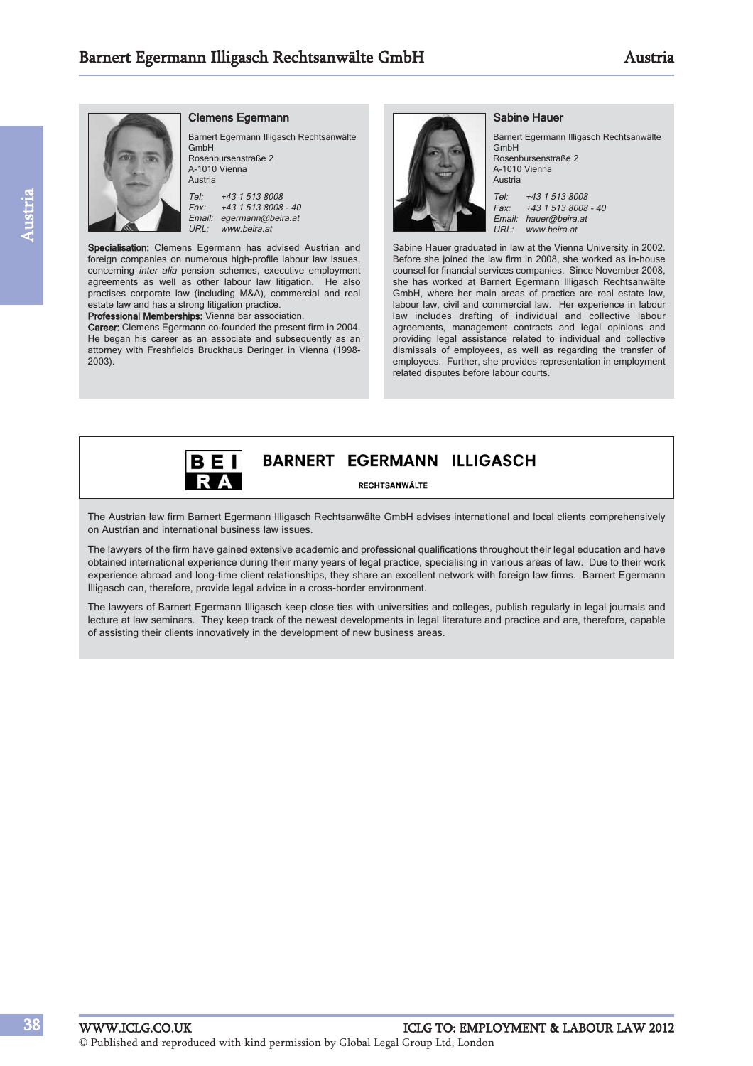### Clemens Egermann

Barnert Egermann Illigasch Rechtsanwälte GmbH
Rosenbursenstraße 2
A-1010 Vienna
Austria

*Tel: +43 1 513 8008*
*Fax: +43 1 513 8008 - 40*
*Email: egermann@beira.at*
*URL: www.beira.at*

**Specialisation:** Clemens Egermann has advised Austrian and foreign companies on numerous high-profile labour law issues, concerning *inter alia* pension schemes, executive employment agreements as well as other labour law litigation. He also practises corporate law (including M&A), commercial and real estate law and has a strong litigation practice.
**Professional Memberships:** Vienna bar association.
**Career:** Clemens Egermann co-founded the present firm in 2004. He began his career as an associate and subsequently as an attorney with Freshfields Bruckhaus Deringer in Vienna (1998-2003).

### Sabine Hauer

Barnert Egermann Illigasch Rechtsanwälte GmbH
Rosenbursenstraße 2
A-1010 Vienna
Austria

*Tel: +43 1 513 8008*
*Fax: +43 1 513 8008 - 40*
*Email: hauer@beira.at*
*URL: www.beira.at*

Sabine Hauer graduated in law at the Vienna University in 2002. Before she joined the law firm in 2008, she worked as in-house counsel for financial services companies. Since November 2008, she has worked at Barnert Egermann Illigasch Rechtsanwälte GmbH, where her main areas of practice are real estate law, labour law, civil and commercial law. Her experience in labour law includes drafting of individual and collective labour agreements, management contracts and legal opinions and providing legal assistance related to individual and collective dismissals of employees, as well as regarding the transfer of employees. Further, she provides representation in employment related disputes before labour courts.

**BEI RA** BARNERT EGERMANN ILLIGASCH RECHTSANWÄLTE

The Austrian law firm Barnert Egermann Illigasch Rechtsanwälte GmbH advises international and local clients comprehensively on Austrian and international business law issues.

The lawyers of the firm have gained extensive academic and professional qualifications throughout their legal education and have obtained international experience during their many years of legal practice, specialising in various areas of law. Due to their work experience abroad and long-time client relationships, they share an excellent network with foreign law firms. Barnert Egermann Illigasch can, therefore, provide legal advice in a cross-border environment.

The lawyers of Barnert Egermann Illigasch keep close ties with universities and colleges, publish regularly in legal journals and lecture at law seminars. They keep track of the newest developments in legal literature and practice and are, therefore, capable of assisting their clients innovatively in the development of new business areas.

© Published and reproduced with kind permission by Global Legal Group Ltd, London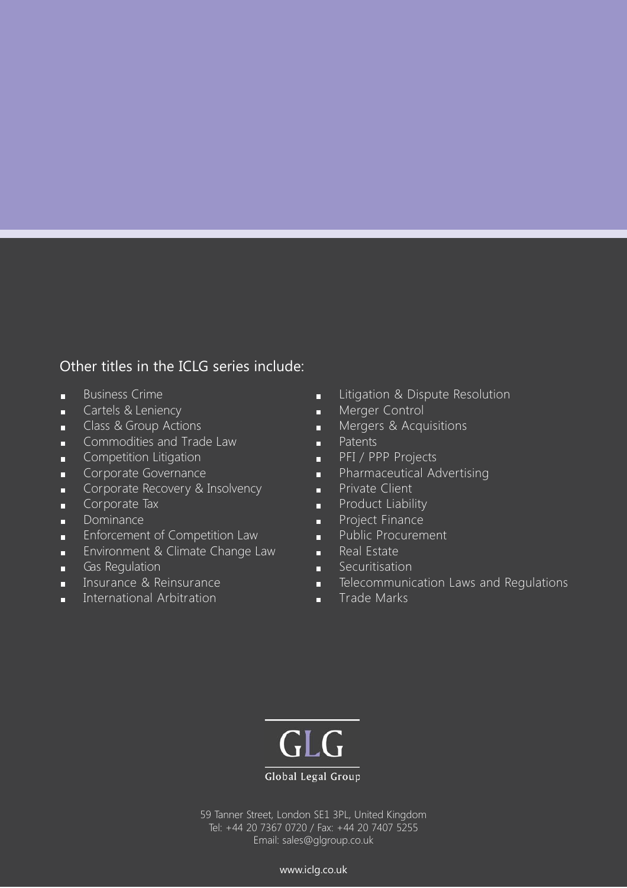Other titles in the ICLG series include:

- Business Crime
- Cartels & Leniency
- Class & Group Actions
- Commodities and Trade Law
- Competition Litigation
- Corporate Governance
- Corporate Recovery & Insolvency
- Corporate Tax
- Dominance
- Enforcement of Competition Law
- Environment & Climate Change Law
- Gas Regulation
- Insurance & Reinsurance
- International Arbitration
- Litigation & Dispute Resolution
- Merger Control
- Mergers & Acquisitions
- Patents
- PFI / PPP Projects
- Pharmaceutical Advertising
- Private Client
- Product Liability
- Project Finance
- Public Procurement
- Real Estate
- Securitisation
- Telecommunication Laws and Regulations
- Trade Marks

GLG

Global Legal Group

59 Tanner Street, London SE1 3PL, United Kingdom
Tel: +44 20 7367 0720 / Fax: +44 20 7407 5255
Email: sales@glgroup.co.uk

www.iclg.co.uk